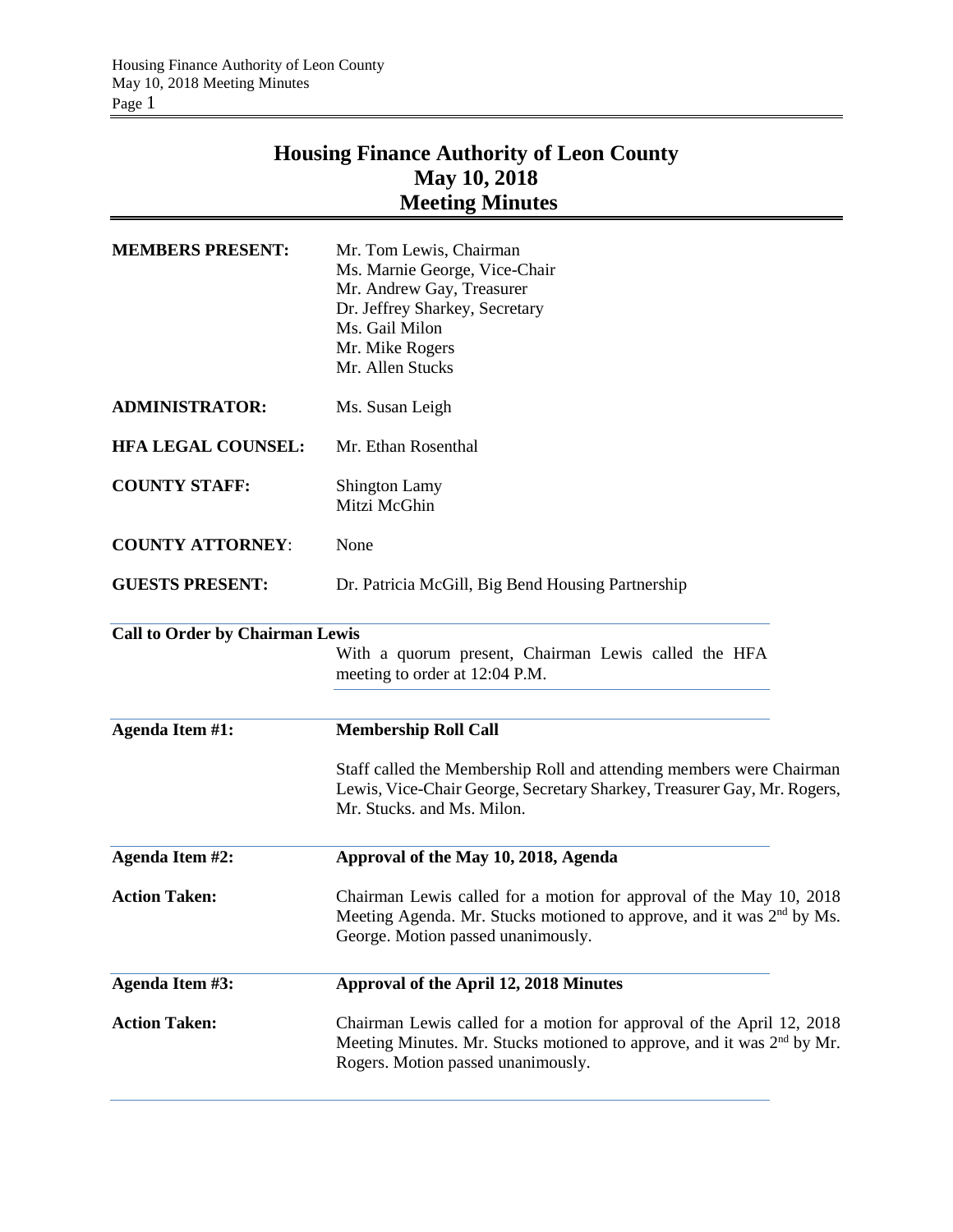# Housing Finance Authority of Leon County
## May 10, 2018
## Meeting Minutes

| | |
|---|---|
| **MEMBERS PRESENT:** | Mr. Tom Lewis, Chairman<br>Ms. Marnie George, Vice-Chair<br>Mr. Andrew Gay, Treasurer<br>Dr. Jeffrey Sharkey, Secretary<br>Ms. Gail Milon<br>Mr. Mike Rogers<br>Mr. Allen Stucks |
| **ADMINISTRATOR:** | Ms. Susan Leigh |
| **HFA LEGAL COUNSEL:** | Mr. Ethan Rosenthal |
| **COUNTY STAFF:** | Shington Lamy<br>Mitzi McGhin |
| **COUNTY ATTORNEY**: | None |
| **GUESTS PRESENT:** | Dr. Patricia McGill, Big Bend Housing Partnership |

**Call to Order by Chairman Lewis**

With a quorum present, Chairman Lewis called the HFA meeting to order at 12:04 P.M.

**Agenda Item #1:** **Membership Roll Call**

Staff called the Membership Roll and attending members were Chairman Lewis, Vice-Chair George, Secretary Sharkey, Treasurer Gay, Mr. Rogers, Mr. Stucks. and Ms. Milon.

**Agenda Item #2:** **Approval of the May 10, 2018, Agenda**

**Action Taken:** Chairman Lewis called for a motion for approval of the May 10, 2018 Meeting Agenda. Mr. Stucks motioned to approve, and it was 2nd by Ms. George. Motion passed unanimously.

**Agenda Item #3:** **Approval of the April 12, 2018 Minutes**

**Action Taken:** Chairman Lewis called for a motion for approval of the April 12, 2018 Meeting Minutes. Mr. Stucks motioned to approve, and it was 2nd by Mr. Rogers. Motion passed unanimously.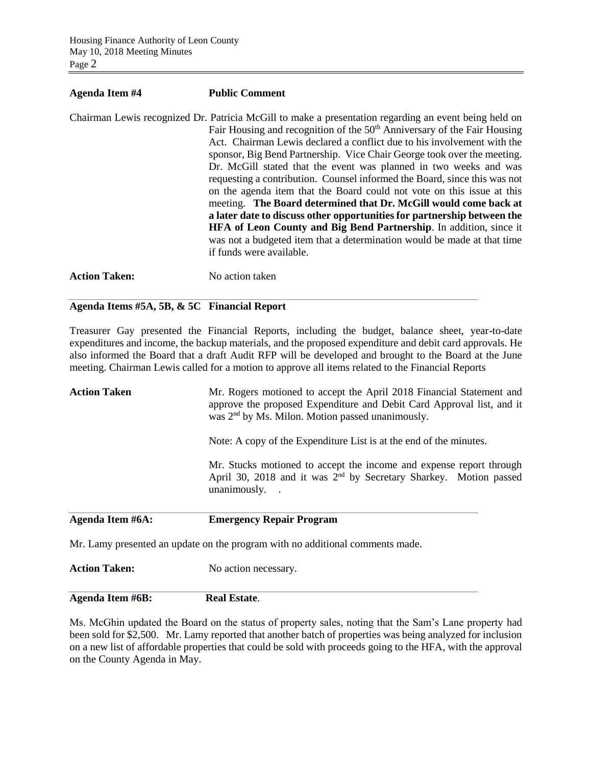**Agenda Item #4** **Public Comment**

Chairman Lewis recognized Dr. Patricia McGill to make a presentation regarding an event being held on Fair Housing and recognition of the 50th Anniversary of the Fair Housing Act. Chairman Lewis declared a conflict due to his involvement with the sponsor, Big Bend Partnership. Vice Chair George took over the meeting. Dr. McGill stated that the event was planned in two weeks and was requesting a contribution. Counsel informed the Board, since this was not on the agenda item that the Board could not vote on this issue at this meeting. **The Board determined that Dr. McGill would come back at a later date to discuss other opportunities for partnership between the HFA of Leon County and Big Bend Partnership**. In addition, since it was not a budgeted item that a determination would be made at that time if funds were available.

**Action Taken:** No action taken

**Agenda Items #5A, 5B, & 5C Financial Report**

Treasurer Gay presented the Financial Reports, including the budget, balance sheet, year-to-date expenditures and income, the backup materials, and the proposed expenditure and debit card approvals. He also informed the Board that a draft Audit RFP will be developed and brought to the Board at the June meeting. Chairman Lewis called for a motion to approve all items related to the Financial Reports

**Action Taken** Mr. Rogers motioned to accept the April 2018 Financial Statement and approve the proposed Expenditure and Debit Card Approval list, and it was 2nd by Ms. Milon. Motion passed unanimously.

Note: A copy of the Expenditure List is at the end of the minutes.

Mr. Stucks motioned to accept the income and expense report through April 30, 2018 and it was 2nd by Secretary Sharkey. Motion passed unanimously. .

**Agenda Item #6A: Emergency Repair Program**

Mr. Lamy presented an update on the program with no additional comments made.

**Action Taken:** No action necessary.

**Agenda Item #6B: Real Estate**.

Ms. McGhin updated the Board on the status of property sales, noting that the Sam's Lane property had been sold for $2,500. Mr. Lamy reported that another batch of properties was being analyzed for inclusion on a new list of affordable properties that could be sold with proceeds going to the HFA, with the approval on the County Agenda in May.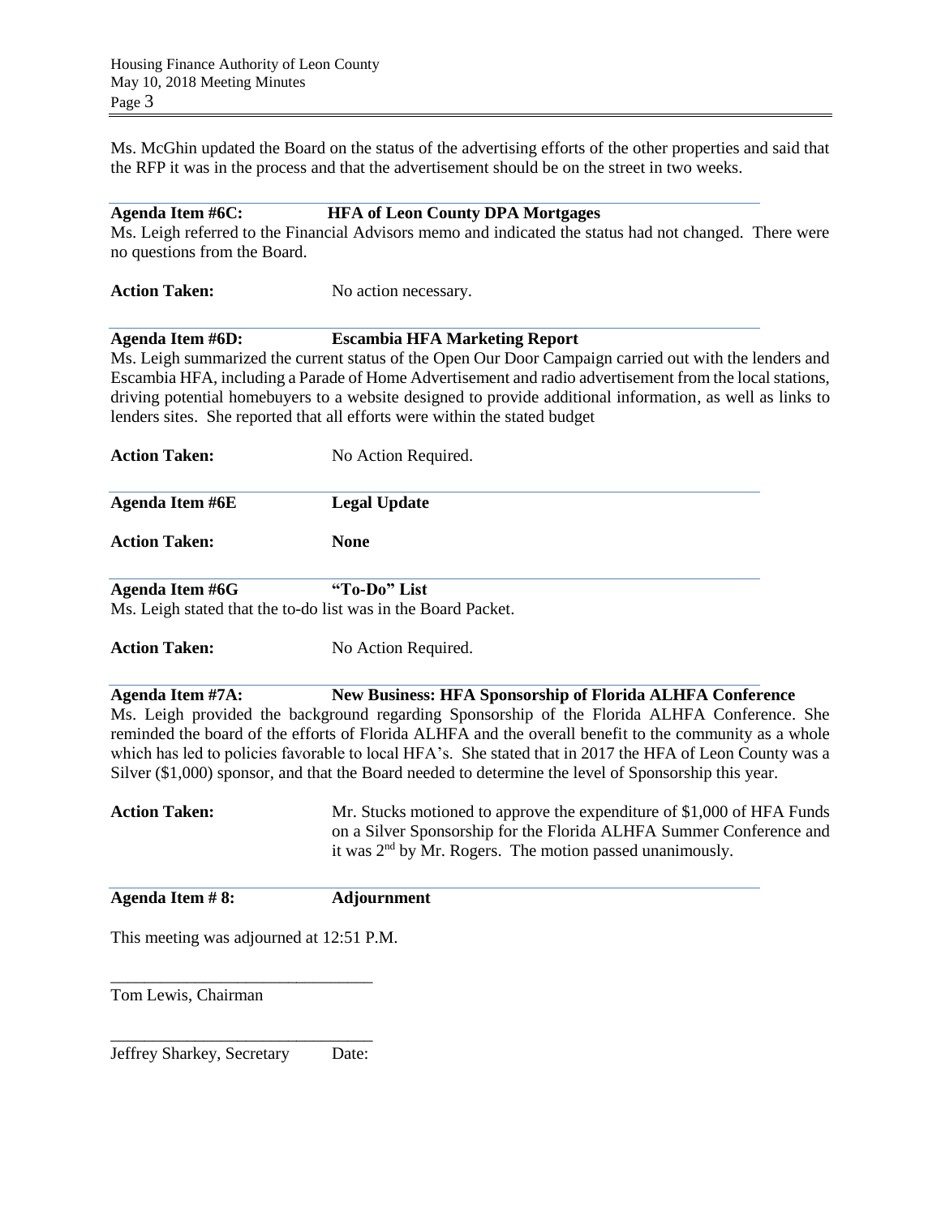Ms. McGhin updated the Board on the status of the advertising efforts of the other properties and said that the RFP it was in the process and that the advertisement should be on the street in two weeks.

**Agenda Item #6C: HFA of Leon County DPA Mortgages**

Ms. Leigh referred to the Financial Advisors memo and indicated the status had not changed. There were no questions from the Board.

**Action Taken:** No action necessary.

**Agenda Item #6D: Escambia HFA Marketing Report**

Ms. Leigh summarized the current status of the Open Our Door Campaign carried out with the lenders and Escambia HFA, including a Parade of Home Advertisement and radio advertisement from the local stations, driving potential homebuyers to a website designed to provide additional information, as well as links to lenders sites. She reported that all efforts were within the stated budget

**Action Taken:** No Action Required.

**Agenda Item #6E Legal Update**

**Action Taken:** **None**

**Agenda Item #6G "To-Do" List**

Ms. Leigh stated that the to-do list was in the Board Packet.

**Action Taken:** No Action Required.

**Agenda Item #7A: New Business: HFA Sponsorship of Florida ALHFA Conference**

Ms. Leigh provided the background regarding Sponsorship of the Florida ALHFA Conference. She reminded the board of the efforts of Florida ALHFA and the overall benefit to the community as a whole which has led to policies favorable to local HFA's. She stated that in 2017 the HFA of Leon County was a Silver ($1,000) sponsor, and that the Board needed to determine the level of Sponsorship this year.

**Action Taken:** Mr. Stucks motioned to approve the expenditure of $1,000 of HFA Funds on a Silver Sponsorship for the Florida ALHFA Summer Conference and it was 2nd by Mr. Rogers. The motion passed unanimously.

**Agenda Item # 8: Adjournment**

This meeting was adjourned at 12:51 P.M.

\_\_\_\_\_\_\_\_\_\_\_\_\_\_\_\_\_\_\_\_\_\_\_\_\_\_\_\_\_\_\_

Tom Lewis, Chairman

\_\_\_\_\_\_\_\_\_\_\_\_\_\_\_\_\_\_\_\_\_\_\_\_\_\_\_\_\_\_\_

Jeffrey Sharkey, Secretary Date: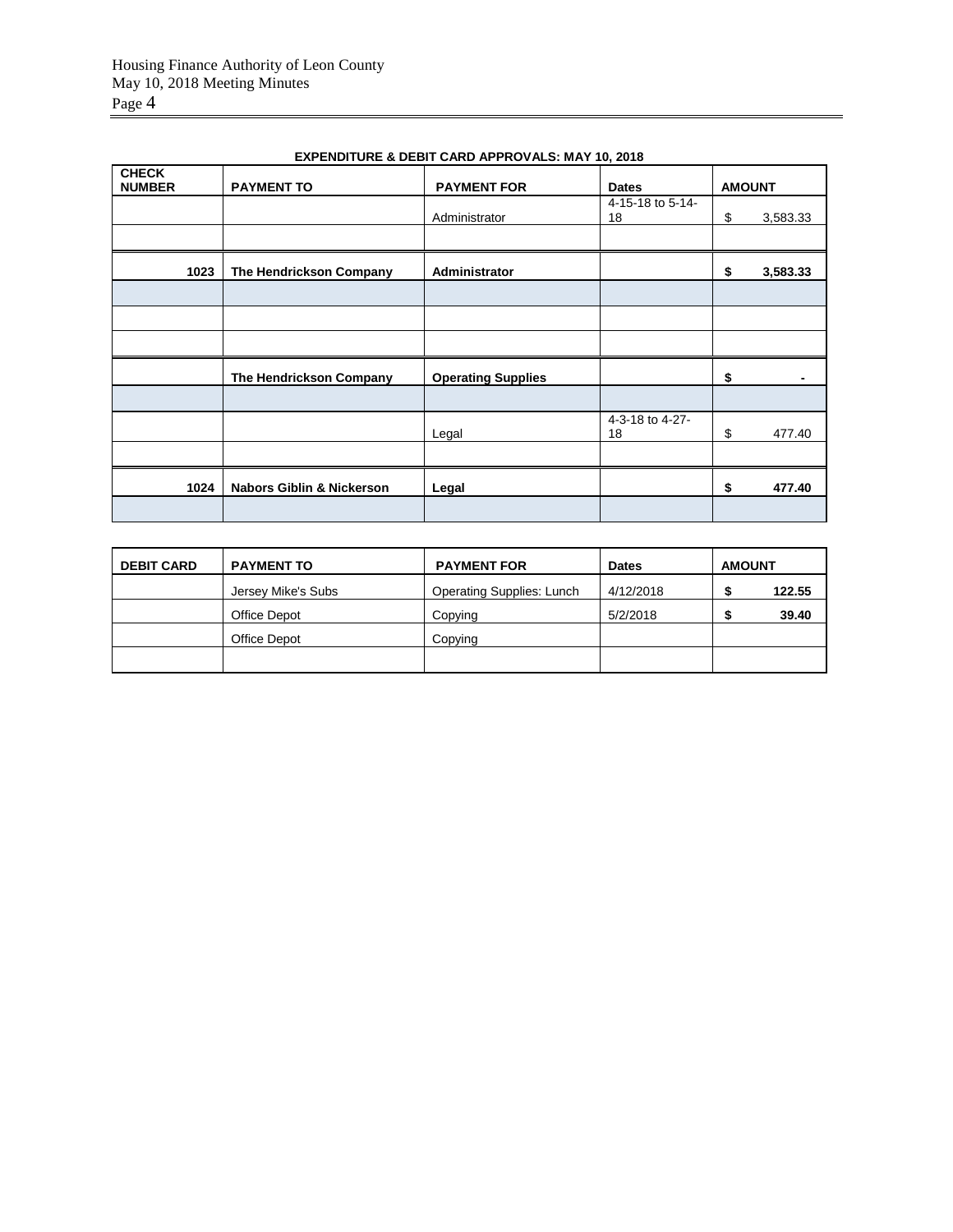**EXPENDITURE & DEBIT CARD APPROVALS: MAY 10, 2018**

| CHECK NUMBER | PAYMENT TO | PAYMENT FOR | Dates | AMOUNT |
|---|---|---|---|---|
| | | Administrator | 4-15-18 to 5-14-18 | $ 3,583.33 |
| | | | | |
| **1023** | **The Hendrickson Company** | **Administrator** | | **$ 3,583.33** |
| | | | | |
| | | | | |
| | | | | |
| | **The Hendrickson Company** | **Operating Supplies** | | **$ -** |
| | | | | |
| | | Legal | 4-3-18 to 4-27-18 | $ 477.40 |
| | | | | |
| **1024** | **Nabors Giblin & Nickerson** | **Legal** | | **$ 477.40** |
| | | | | |

| DEBIT CARD | PAYMENT TO | PAYMENT FOR | Dates | AMOUNT |
|---|---|---|---|---|
| | Jersey Mike's Subs | Operating Supplies: Lunch | 4/12/2018 | **$ 122.55** |
| | Office Depot | Copying | 5/2/2018 | **$ 39.40** |
| | Office Depot | Copying | | |
| | | | | |